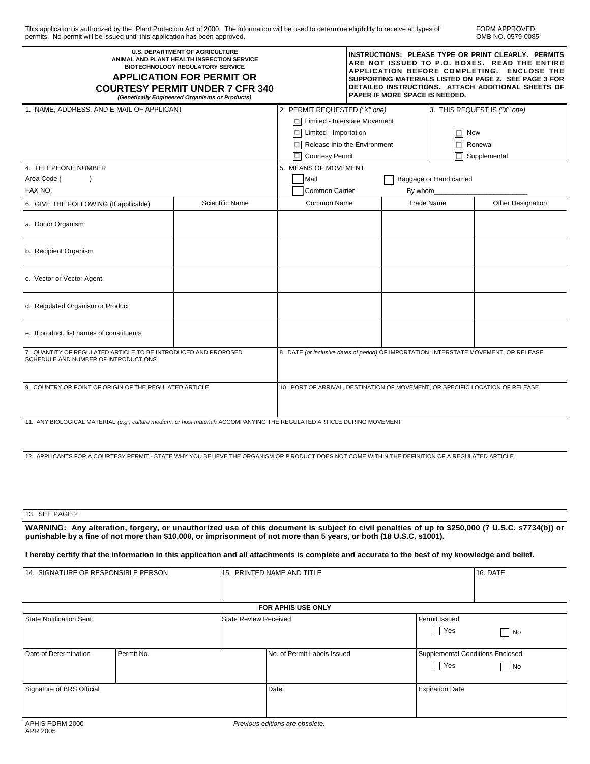This application is authorized by the Plant Protection Act of 2000. The information will be used to determine eligibility to receive all types of permits. No permit will be issued until this application has been approved.

FORM APPROVED
OMB NO. 0579-0085

**U.S. DEPARTMENT OF AGRICULTURE**
**ANIMAL AND PLANT HEALTH INSPECTION SERVICE**
**BIOTECHNOLOGY REGULATORY SERVICE**

# APPLICATION FOR PERMIT OR COURTESY PERMIT UNDER 7 CFR 340

***(Genetically Engineered Organisms or Products)***

**INSTRUCTIONS: PLEASE TYPE OR PRINT CLEARLY. PERMITS ARE NOT ISSUED TO P.O. BOXES. READ THE ENTIRE APPLICATION BEFORE COMPLETING. ENCLOSE THE SUPPORTING MATERIALS LISTED ON PAGE 2. SEE PAGE 3 FOR DETAILED INSTRUCTIONS. ATTACH ADDITIONAL SHEETS OF PAPER IF MORE SPACE IS NEEDED.**

1. NAME, ADDRESS, AND E-MAIL OF APPLICANT

2. PERMIT REQUESTED *("X" one)*
- ☐ Limited - Interstate Movement
- ☐ Limited - Importation
- ☐ Release into the Environment
- ☐ Courtesy Permit

3. THIS REQUEST IS *("X" one)*
- ☐ New
- ☐ Renewal
- ☐ Supplemental

4. TELEPHONE NUMBER
Area Code (   )
FAX NO.

5. MEANS OF MOVEMENT
- ☐ Mail
- ☐ Common Carrier
- ☐ Baggage or Hand carried
- By whom________________________

| 6. GIVE THE FOLLOWING (If applicable) | Scientific Name | Common Name | Trade Name | Other Designation |
|---|---|---|---|---|
| a. Donor Organism | | | | |
| b. Recipient Organism | | | | |
| c. Vector or Vector Agent | | | | |
| d. Regulated Organism or Product | | | | |
| e. If product, list names of constituents | | | | |

7. QUANTITY OF REGULATED ARTICLE TO BE INTRODUCED AND PROPOSED SCHEDULE AND NUMBER OF INTRODUCTIONS

8. DATE *(or inclusive dates of period)* OF IMPORTATION, INTERSTATE MOVEMENT, OR RELEASE

9. COUNTRY OR POINT OF ORIGIN OF THE REGULATED ARTICLE

10. PORT OF ARRIVAL, DESTINATION OF MOVEMENT, OR SPECIFIC LOCATION OF RELEASE

11. ANY BIOLOGICAL MATERIAL *(e.g., culture medium, or host material)* ACCOMPANYING THE REGULATED ARTICLE DURING MOVEMENT

12. APPLICANTS FOR A COURTESY PERMIT - STATE WHY YOU BELIEVE THE ORGANISM OR PRODUCT DOES NOT COME WITHIN THE DEFINITION OF A REGULATED ARTICLE

13. SEE PAGE 2

**WARNING: Any alteration, forgery, or unauthorized use of this document is subject to civil penalties of up to $250,000 (7 U.S.C. s7734(b)) or punishable by a fine of not more than $10,000, or imprisonment of not more than 5 years, or both (18 U.S.C. s1001).**

**I hereby certify that the information in this application and all attachments is complete and accurate to the best of my knowledge and belief.**

| 14. SIGNATURE OF RESPONSIBLE PERSON | 15. PRINTED NAME AND TITLE | 16. DATE |
|---|---|---|
| | | |

**FOR APHIS USE ONLY**

| State Notification Sent | | State Review Received | | Permit Issued ☐ Yes ☐ No |
|---|---|---|---|---|
| Date of Determination | Permit No. | | No. of Permit Labels Issued | Supplemental Conditions Enclosed ☐ Yes ☐ No |
| Signature of BRS Official | | | Date | Expiration Date |

APHIS FORM 2000
APR 2005

*Previous editions are obsolete.*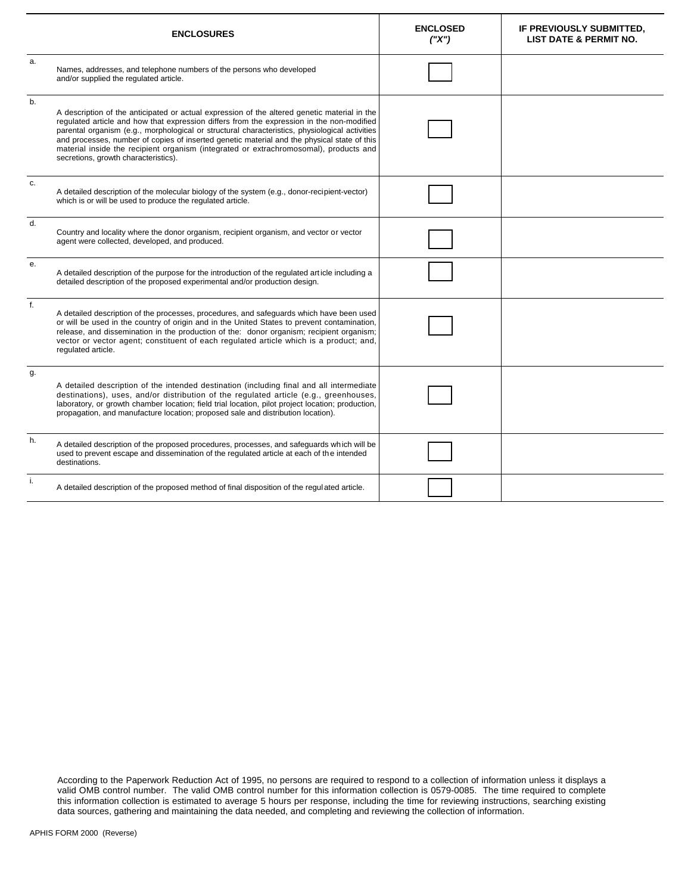| | ENCLOSURES | ENCLOSED ("X") | IF PREVIOUSLY SUBMITTED, LIST DATE & PERMIT NO. |
|---|---|---|---|
| a. | Names, addresses, and telephone numbers of the persons who developed and/or supplied the regulated article. | ☐ | |
| b. | A description of the anticipated or actual expression of the altered genetic material in the regulated article and how that expression differs from the expression in the non-modified parental organism (e.g., morphological or structural characteristics, physiological activities and processes, number of copies of inserted genetic material and the physical state of this material inside the recipient organism (integrated or extrachromosomal), products and secretions, growth characteristics). | ☐ | |
| c. | A detailed description of the molecular biology of the system (e.g., donor-recipient-vector) which is or will be used to produce the regulated article. | ☐ | |
| d. | Country and locality where the donor organism, recipient organism, and vector or vector agent were collected, developed, and produced. | ☐ | |
| e. | A detailed description of the purpose for the introduction of the regulated article including a detailed description of the proposed experimental and/or production design. | ☐ | |
| f. | A detailed description of the processes, procedures, and safeguards which have been used or will be used in the country of origin and in the United States to prevent contamination, release, and dissemination in the production of the: donor organism; recipient organism; vector or vector agent; constituent of each regulated article which is a product; and, regulated article. | ☐ | |
| g. | A detailed description of the intended destination (including final and all intermediate destinations), uses, and/or distribution of the regulated article (e.g., greenhouses, laboratory, or growth chamber location; field trial location, pilot project location; production, propagation, and manufacture location; proposed sale and distribution location). | ☐ | |
| h. | A detailed description of the proposed procedures, processes, and safeguards which will be used to prevent escape and dissemination of the regulated article at each of the intended destinations. | ☐ | |
| i. | A detailed description of the proposed method of final disposition of the regulated article. | ☐ | |

According to the Paperwork Reduction Act of 1995, no persons are required to respond to a collection of information unless it displays a valid OMB control number. The valid OMB control number for this information collection is 0579-0085. The time required to complete this information collection is estimated to average 5 hours per response, including the time for reviewing instructions, searching existing data sources, gathering and maintaining the data needed, and completing and reviewing the collection of information.

APHIS FORM 2000 (Reverse)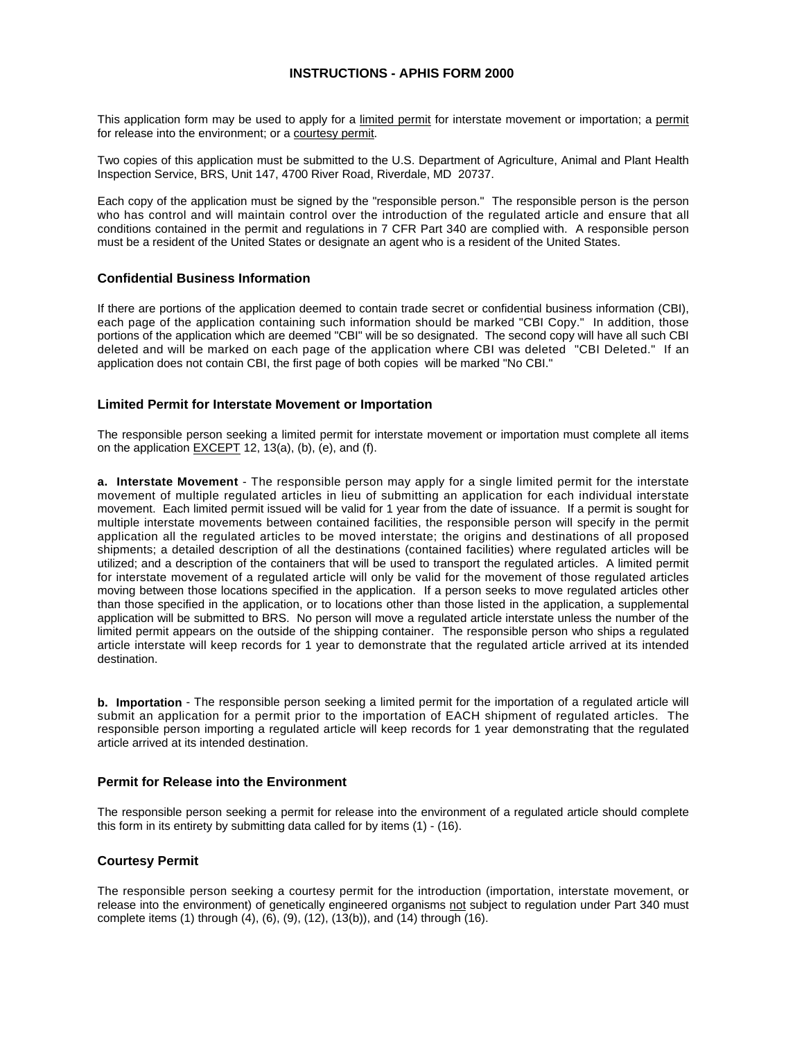# INSTRUCTIONS - APHIS FORM 2000

This application form may be used to apply for a limited permit for interstate movement or importation; a permit for release into the environment; or a courtesy permit.

Two copies of this application must be submitted to the U.S. Department of Agriculture, Animal and Plant Health Inspection Service, BRS, Unit 147, 4700 River Road, Riverdale, MD 20737.

Each copy of the application must be signed by the "responsible person." The responsible person is the person who has control and will maintain control over the introduction of the regulated article and ensure that all conditions contained in the permit and regulations in 7 CFR Part 340 are complied with. A responsible person must be a resident of the United States or designate an agent who is a resident of the United States.

## Confidential Business Information

If there are portions of the application deemed to contain trade secret or confidential business information (CBI), each page of the application containing such information should be marked "CBI Copy." In addition, those portions of the application which are deemed "CBI" will be so designated. The second copy will have all such CBI deleted and will be marked on each page of the application where CBI was deleted "CBI Deleted." If an application does not contain CBI, the first page of both copies will be marked "No CBI."

## Limited Permit for Interstate Movement or Importation

The responsible person seeking a limited permit for interstate movement or importation must complete all items on the application EXCEPT 12, 13(a), (b), (e), and (f).

**a. Interstate Movement** - The responsible person may apply for a single limited permit for the interstate movement of multiple regulated articles in lieu of submitting an application for each individual interstate movement. Each limited permit issued will be valid for 1 year from the date of issuance. If a permit is sought for multiple interstate movements between contained facilities, the responsible person will specify in the permit application all the regulated articles to be moved interstate; the origins and destinations of all proposed shipments; a detailed description of all the destinations (contained facilities) where regulated articles will be utilized; and a description of the containers that will be used to transport the regulated articles. A limited permit for interstate movement of a regulated article will only be valid for the movement of those regulated articles moving between those locations specified in the application. If a person seeks to move regulated articles other than those specified in the application, or to locations other than those listed in the application, a supplemental application will be submitted to BRS. No person will move a regulated article interstate unless the number of the limited permit appears on the outside of the shipping container. The responsible person who ships a regulated article interstate will keep records for 1 year to demonstrate that the regulated article arrived at its intended destination.

**b. Importation** - The responsible person seeking a limited permit for the importation of a regulated article will submit an application for a permit prior to the importation of EACH shipment of regulated articles. The responsible person importing a regulated article will keep records for 1 year demonstrating that the regulated article arrived at its intended destination.

## Permit for Release into the Environment

The responsible person seeking a permit for release into the environment of a regulated article should complete this form in its entirety by submitting data called for by items (1) - (16).

## Courtesy Permit

The responsible person seeking a courtesy permit for the introduction (importation, interstate movement, or release into the environment) of genetically engineered organisms not subject to regulation under Part 340 must complete items (1) through (4), (6), (9), (12), (13(b)), and (14) through (16).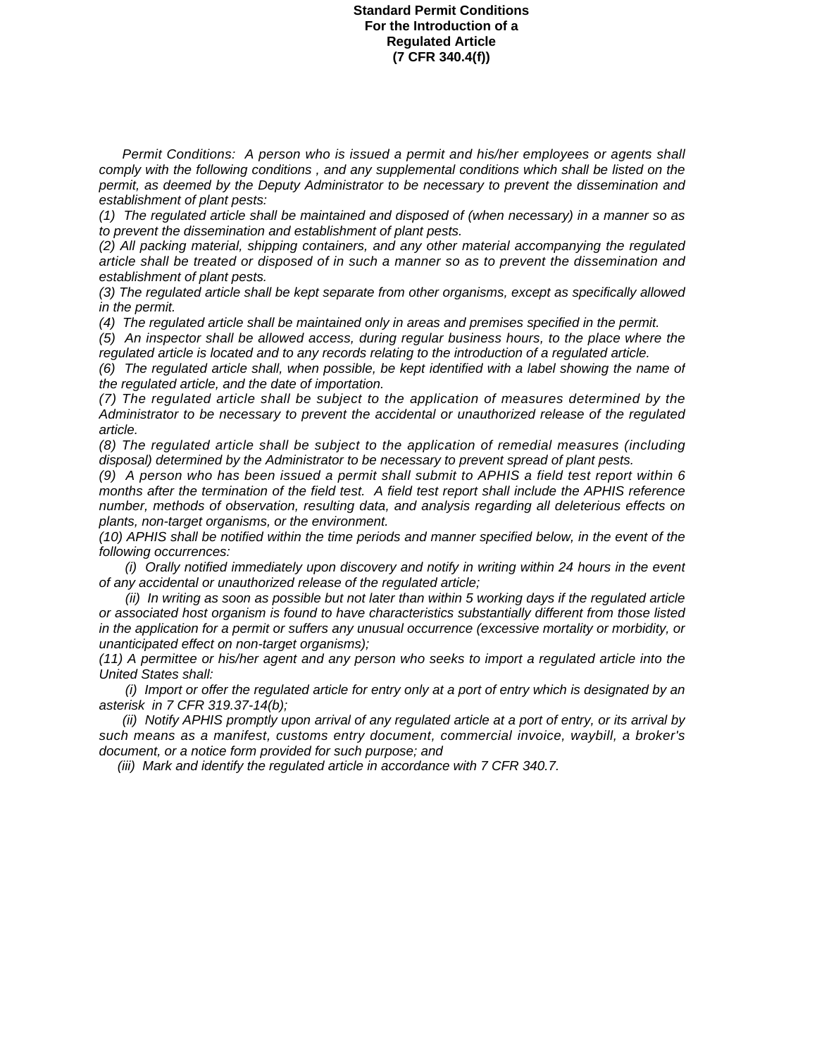**Standard Permit Conditions**
**For the Introduction of a**
**Regulated Article**
**(7 CFR 340.4(f))**

*Permit Conditions: A person who is issued a permit and his/her employees or agents shall comply with the following conditions , and any supplemental conditions which shall be listed on the permit, as deemed by the Deputy Administrator to be necessary to prevent the dissemination and establishment of plant pests:*

*(1) The regulated article shall be maintained and disposed of (when necessary) in a manner so as to prevent the dissemination and establishment of plant pests.*

*(2) All packing material, shipping containers, and any other material accompanying the regulated article shall be treated or disposed of in such a manner so as to prevent the dissemination and establishment of plant pests.*

*(3) The regulated article shall be kept separate from other organisms, except as specifically allowed in the permit.*

*(4) The regulated article shall be maintained only in areas and premises specified in the permit.*

*(5) An inspector shall be allowed access, during regular business hours, to the place where the regulated article is located and to any records relating to the introduction of a regulated article.*

*(6) The regulated article shall, when possible, be kept identified with a label showing the name of the regulated article, and the date of importation.*

*(7) The regulated article shall be subject to the application of measures determined by the Administrator to be necessary to prevent the accidental or unauthorized release of the regulated article.*

*(8) The regulated article shall be subject to the application of remedial measures (including disposal) determined by the Administrator to be necessary to prevent spread of plant pests.*

*(9) A person who has been issued a permit shall submit to APHIS a field test report within 6 months after the termination of the field test. A field test report shall include the APHIS reference number, methods of observation, resulting data, and analysis regarding all deleterious effects on plants, non-target organisms, or the environment.*

*(10) APHIS shall be notified within the time periods and manner specified below, in the event of the following occurrences:*

*(i) Orally notified immediately upon discovery and notify in writing within 24 hours in the event of any accidental or unauthorized release of the regulated article;*

*(ii) In writing as soon as possible but not later than within 5 working days if the regulated article or associated host organism is found to have characteristics substantially different from those listed in the application for a permit or suffers any unusual occurrence (excessive mortality or morbidity, or unanticipated effect on non-target organisms);*

*(11) A permittee or his/her agent and any person who seeks to import a regulated article into the United States shall:*

*(i) Import or offer the regulated article for entry only at a port of entry which is designated by an asterisk in 7 CFR 319.37-14(b);*

*(ii) Notify APHIS promptly upon arrival of any regulated article at a port of entry, or its arrival by such means as a manifest, customs entry document, commercial invoice, waybill, a broker's document, or a notice form provided for such purpose; and*

*(iii) Mark and identify the regulated article in accordance with 7 CFR 340.7.*